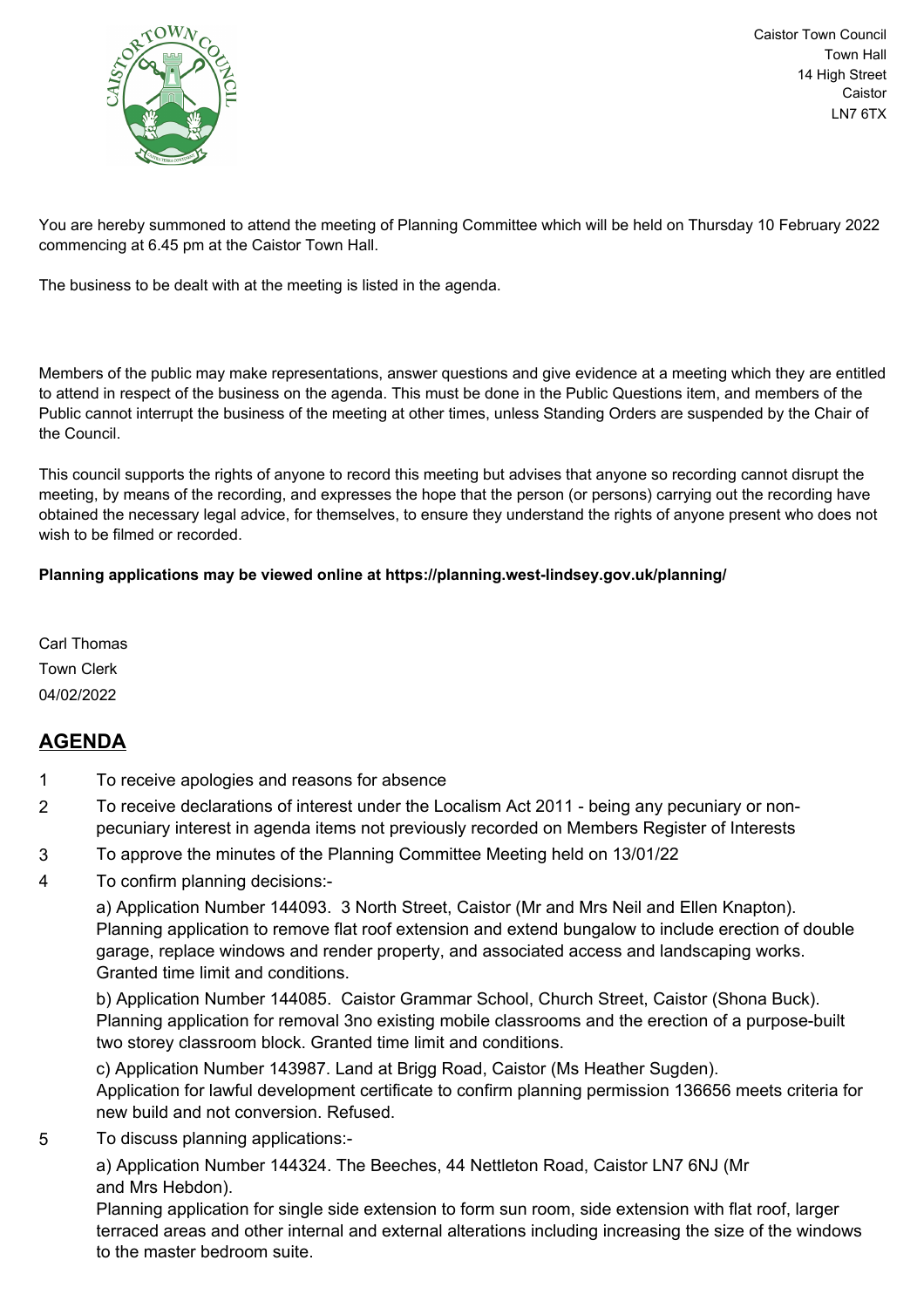Caistor Town Council
Town Hall
14 High Street
Caistor
LN7 6TX

You are hereby summoned to attend the meeting of Planning Committee which will be held on Thursday 10 February 2022 commencing at 6.45 pm at the Caistor Town Hall.

The business to be dealt with at the meeting is listed in the agenda.

Members of the public may make representations, answer questions and give evidence at a meeting which they are entitled to attend in respect of the business on the agenda. This must be done in the Public Questions item, and members of the Public cannot interrupt the business of the meeting at other times, unless Standing Orders are suspended by the Chair of the Council.

This council supports the rights of anyone to record this meeting but advises that anyone so recording cannot disrupt the meeting, by means of the recording, and expresses the hope that the person (or persons) carrying out the recording have obtained the necessary legal advice, for themselves, to ensure they understand the rights of anyone present who does not wish to be filmed or recorded.

**Planning applications may be viewed online at https://planning.west-lindsey.gov.uk/planning/**

Carl Thomas
Town Clerk
04/02/2022

## AGENDA

1 To receive apologies and reasons for absence

2 To receive declarations of interest under the Localism Act 2011 - being any pecuniary or non-pecuniary interest in agenda items not previously recorded on Members Register of Interests

3 To approve the minutes of the Planning Committee Meeting held on 13/01/22

4 To confirm planning decisions:-

a) Application Number 144093. 3 North Street, Caistor (Mr and Mrs Neil and Ellen Knapton). Planning application to remove flat roof extension and extend bungalow to include erection of double garage, replace windows and render property, and associated access and landscaping works. Granted time limit and conditions.

b) Application Number 144085. Caistor Grammar School, Church Street, Caistor (Shona Buck). Planning application for removal 3no existing mobile classrooms and the erection of a purpose-built two storey classroom block. Granted time limit and conditions.

c) Application Number 143987. Land at Brigg Road, Caistor (Ms Heather Sugden). Application for lawful development certificate to confirm planning permission 136656 meets criteria for new build and not conversion. Refused.

5 To discuss planning applications:-

a) Application Number 144324. The Beeches, 44 Nettleton Road, Caistor LN7 6NJ (Mr and Mrs Hebdon). Planning application for single side extension to form sun room, side extension with flat roof, larger terraced areas and other internal and external alterations including increasing the size of the windows to the master bedroom suite.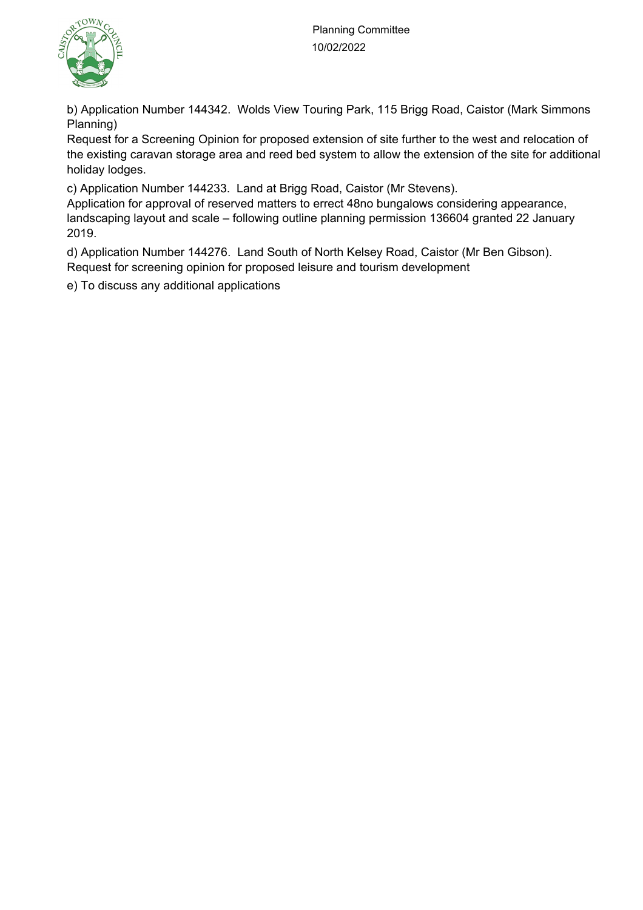b) Application Number 144342. Wolds View Touring Park, 115 Brigg Road, Caistor (Mark Simmons Planning)

Request for a Screening Opinion for proposed extension of site further to the west and relocation of the existing caravan storage area and reed bed system to allow the extension of the site for additional holiday lodges.

c) Application Number 144233. Land at Brigg Road, Caistor (Mr Stevens).

Application for approval of reserved matters to errect 48no bungalows considering appearance, landscaping layout and scale – following outline planning permission 136604 granted 22 January 2019.

d) Application Number 144276. Land South of North Kelsey Road, Caistor (Mr Ben Gibson).

Request for screening opinion for proposed leisure and tourism development

e) To discuss any additional applications